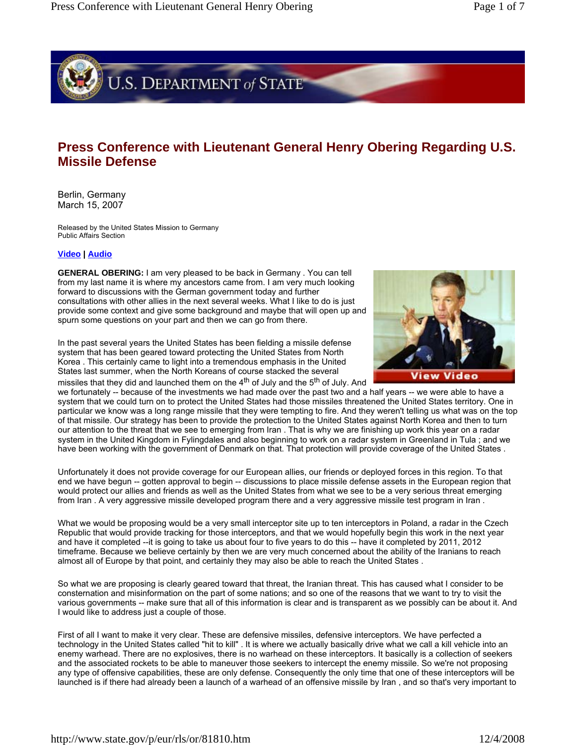# Press Conference with Lieutenant General Henry Obering Regarding U.S. Missile Defense

Berlin, Germany
March 15, 2007

Released by the United States Mission to Germany
Public Affairs Section

**Video** | **Audio**

**GENERAL OBERING:** I am very pleased to be back in Germany . You can tell from my last name it is where my ancestors came from. I am very much looking forward to discussions with the German government today and further consultations with other allies in the next several weeks. What I like to do is just provide some context and give some background and maybe that will open up and spurn some questions on your part and then we can go from there.

In the past several years the United States has been fielding a missile defense system that has been geared toward protecting the United States from North Korea . This certainly came to light into a tremendous emphasis in the United States last summer, when the North Koreans of course stacked the several missiles that they did and launched them on the 4th of July and the 5th of July. And we fortunately -- because of the investments we had made over the past two and a half years -- we were able to have a system that we could turn on to protect the United States had those missiles threatened the United States territory. One in particular we know was a long range missile that they were tempting to fire. And they weren't telling us what was on the top of that missile. Our strategy has been to provide the protection to the United States against North Korea and then to turn our attention to the threat that we see to emerging from Iran . That is why we are finishing up work this year on a radar system in the United Kingdom in Fylingdales and also beginning to work on a radar system in Greenland in Tula ; and we have been working with the government of Denmark on that. That protection will provide coverage of the United States .

Unfortunately it does not provide coverage for our European allies, our friends or deployed forces in this region. To that end we have begun -- gotten approval to begin -- discussions to place missile defense assets in the European region that would protect our allies and friends as well as the United States from what we see to be a very serious threat emerging from Iran . A very aggressive missile developed program there and a very aggressive missile test program in Iran .

What we would be proposing would be a very small interceptor site up to ten interceptors in Poland, a radar in the Czech Republic that would provide tracking for those interceptors, and that we would hopefully begin this work in the next year and have it completed --it is going to take us about four to five years to do this -- have it completed by 2011, 2012 timeframe. Because we believe certainly by then we are very much concerned about the ability of the Iranians to reach almost all of Europe by that point, and certainly they may also be able to reach the United States .

So what we are proposing is clearly geared toward that threat, the Iranian threat. This has caused what I consider to be consternation and misinformation on the part of some nations; and so one of the reasons that we want to try to visit the various governments -- make sure that all of this information is clear and is transparent as we possibly can be about it. And I would like to address just a couple of those.

First of all I want to make it very clear. These are defensive missiles, defensive interceptors. We have perfected a technology in the United States called "hit to kill" . It is where we actually basically drive what we call a kill vehicle into an enemy warhead. There are no explosives, there is no warhead on these interceptors. It basically is a collection of seekers and the associated rockets to be able to maneuver those seekers to intercept the enemy missile. So we're not proposing any type of offensive capabilities, these are only defense. Consequently the only time that one of these interceptors will be launched is if there had already been a launch of a warhead of an offensive missile by Iran , and so that's very important to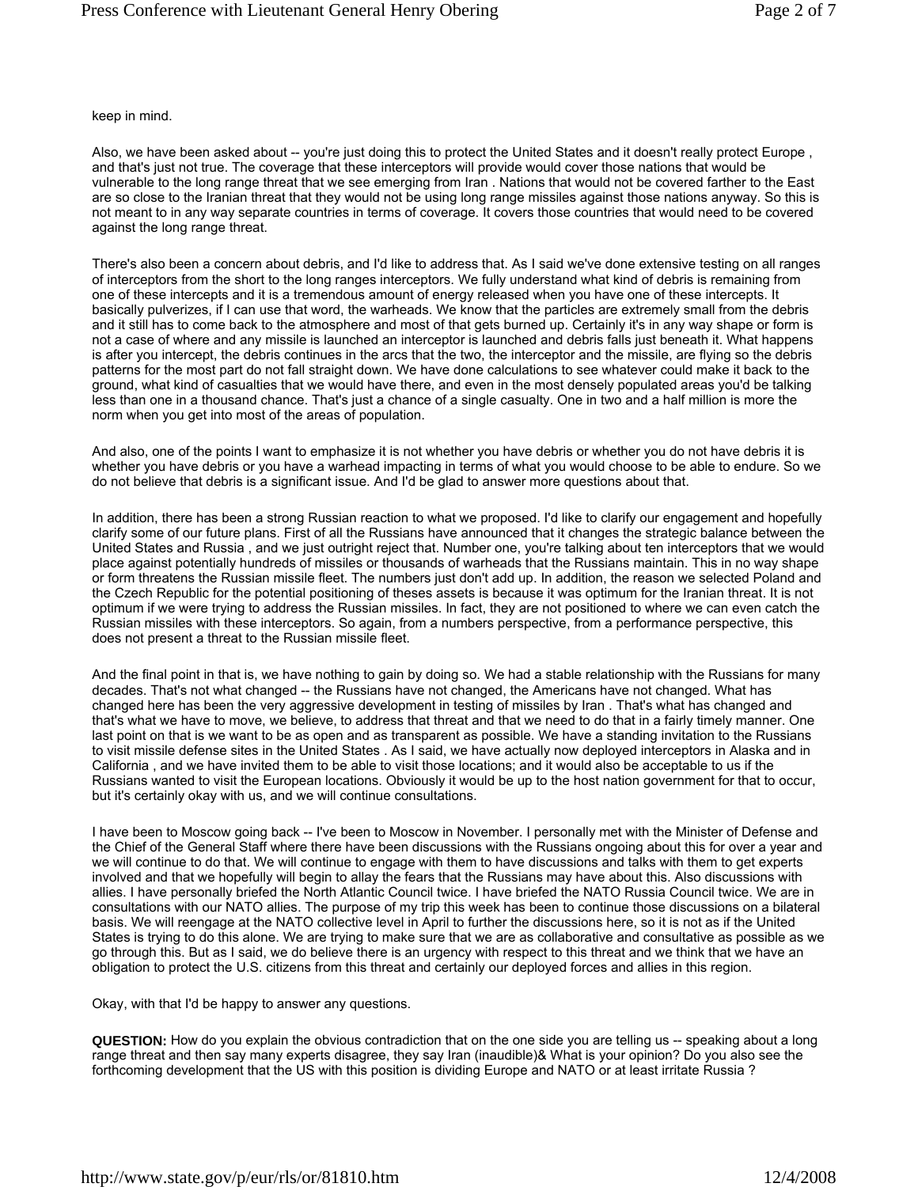keep in mind.

Also, we have been asked about -- you're just doing this to protect the United States and it doesn't really protect Europe , and that's just not true. The coverage that these interceptors will provide would cover those nations that would be vulnerable to the long range threat that we see emerging from Iran . Nations that would not be covered farther to the East are so close to the Iranian threat that they would not be using long range missiles against those nations anyway. So this is not meant to in any way separate countries in terms of coverage. It covers those countries that would need to be covered against the long range threat.

There's also been a concern about debris, and I'd like to address that. As I said we've done extensive testing on all ranges of interceptors from the short to the long ranges interceptors. We fully understand what kind of debris is remaining from one of these intercepts and it is a tremendous amount of energy released when you have one of these intercepts. It basically pulverizes, if I can use that word, the warheads. We know that the particles are extremely small from the debris and it still has to come back to the atmosphere and most of that gets burned up. Certainly it's in any way shape or form is not a case of where and any missile is launched an interceptor is launched and debris falls just beneath it. What happens is after you intercept, the debris continues in the arcs that the two, the interceptor and the missile, are flying so the debris patterns for the most part do not fall straight down. We have done calculations to see whatever could make it back to the ground, what kind of casualties that we would have there, and even in the most densely populated areas you'd be talking less than one in a thousand chance. That's just a chance of a single casualty. One in two and a half million is more the norm when you get into most of the areas of population.

And also, one of the points I want to emphasize it is not whether you have debris or whether you do not have debris it is whether you have debris or you have a warhead impacting in terms of what you would choose to be able to endure. So we do not believe that debris is a significant issue. And I'd be glad to answer more questions about that.

In addition, there has been a strong Russian reaction to what we proposed. I'd like to clarify our engagement and hopefully clarify some of our future plans. First of all the Russians have announced that it changes the strategic balance between the United States and Russia , and we just outright reject that. Number one, you're talking about ten interceptors that we would place against potentially hundreds of missiles or thousands of warheads that the Russians maintain. This in no way shape or form threatens the Russian missile fleet. The numbers just don't add up. In addition, the reason we selected Poland and the Czech Republic for the potential positioning of theses assets is because it was optimum for the Iranian threat. It is not optimum if we were trying to address the Russian missiles. In fact, they are not positioned to where we can even catch the Russian missiles with these interceptors. So again, from a numbers perspective, from a performance perspective, this does not present a threat to the Russian missile fleet.

And the final point in that is, we have nothing to gain by doing so. We had a stable relationship with the Russians for many decades. That's not what changed -- the Russians have not changed, the Americans have not changed. What has changed here has been the very aggressive development in testing of missiles by Iran . That's what has changed and that's what we have to move, we believe, to address that threat and that we need to do that in a fairly timely manner. One last point on that is we want to be as open and as transparent as possible. We have a standing invitation to the Russians to visit missile defense sites in the United States . As I said, we have actually now deployed interceptors in Alaska and in California , and we have invited them to be able to visit those locations; and it would also be acceptable to us if the Russians wanted to visit the European locations. Obviously it would be up to the host nation government for that to occur, but it's certainly okay with us, and we will continue consultations.

I have been to Moscow going back -- I've been to Moscow in November. I personally met with the Minister of Defense and the Chief of the General Staff where there have been discussions with the Russians ongoing about this for over a year and we will continue to do that. We will continue to engage with them to have discussions and talks with them to get experts involved and that we hopefully will begin to allay the fears that the Russians may have about this. Also discussions with allies. I have personally briefed the North Atlantic Council twice. I have briefed the NATO Russia Council twice. We are in consultations with our NATO allies. The purpose of my trip this week has been to continue those discussions on a bilateral basis. We will reengage at the NATO collective level in April to further the discussions here, so it is not as if the United States is trying to do this alone. We are trying to make sure that we are as collaborative and consultative as possible as we go through this. But as I said, we do believe there is an urgency with respect to this threat and we think that we have an obligation to protect the U.S. citizens from this threat and certainly our deployed forces and allies in this region.

Okay, with that I'd be happy to answer any questions.

**QUESTION:** How do you explain the obvious contradiction that on the one side you are telling us -- speaking about a long range threat and then say many experts disagree, they say Iran (inaudible)& What is your opinion? Do you also see the forthcoming development that the US with this position is dividing Europe and NATO or at least irritate Russia ?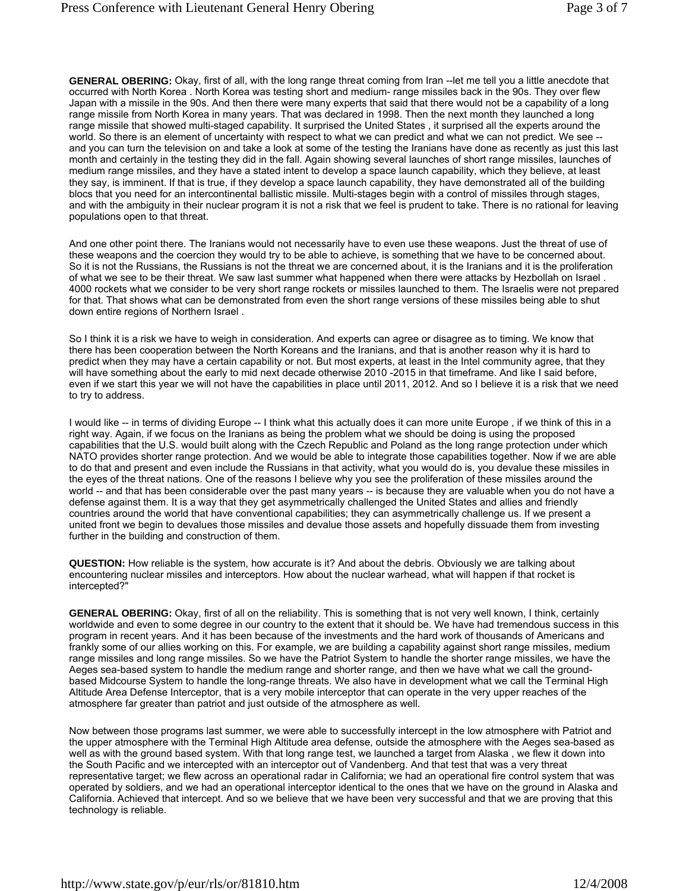**GENERAL OBERING:** Okay, first of all, with the long range threat coming from Iran --let me tell you a little anecdote that occurred with North Korea . North Korea was testing short and medium- range missiles back in the 90s. They over flew Japan with a missile in the 90s. And then there were many experts that said that there would not be a capability of a long range missile from North Korea in many years. That was declared in 1998. Then the next month they launched a long range missile that showed multi-staged capability. It surprised the United States , it surprised all the experts around the world. So there is an element of uncertainty with respect to what we can predict and what we can not predict. We see -- and you can turn the television on and take a look at some of the testing the Iranians have done as recently as just this last month and certainly in the testing they did in the fall. Again showing several launches of short range missiles, launches of medium range missiles, and they have a stated intent to develop a space launch capability, which they believe, at least they say, is imminent. If that is true, if they develop a space launch capability, they have demonstrated all of the building blocs that you need for an intercontinental ballistic missile. Multi-stages begin with a control of missiles through stages, and with the ambiguity in their nuclear program it is not a risk that we feel is prudent to take. There is no rational for leaving populations open to that threat.

And one other point there. The Iranians would not necessarily have to even use these weapons. Just the threat of use of these weapons and the coercion they would try to be able to achieve, is something that we have to be concerned about. So it is not the Russians, the Russians is not the threat we are concerned about, it is the Iranians and it is the proliferation of what we see to be their threat. We saw last summer what happened when there were attacks by Hezbollah on Israel . 4000 rockets what we consider to be very short range rockets or missiles launched to them. The Israelis were not prepared for that. That shows what can be demonstrated from even the short range versions of these missiles being able to shut down entire regions of Northern Israel .

So I think it is a risk we have to weigh in consideration. And experts can agree or disagree as to timing. We know that there has been cooperation between the North Koreans and the Iranians, and that is another reason why it is hard to predict when they may have a certain capability or not. But most experts, at least in the Intel community agree, that they will have something about the early to mid next decade otherwise 2010 -2015 in that timeframe. And like I said before, even if we start this year we will not have the capabilities in place until 2011, 2012. And so I believe it is a risk that we need to try to address.

I would like -- in terms of dividing Europe -- I think what this actually does it can more unite Europe , if we think of this in a right way. Again, if we focus on the Iranians as being the problem what we should be doing is using the proposed capabilities that the U.S. would built along with the Czech Republic and Poland as the long range protection under which NATO provides shorter range protection. And we would be able to integrate those capabilities together. Now if we are able to do that and present and even include the Russians in that activity, what you would do is, you devalue these missiles in the eyes of the threat nations. One of the reasons I believe why you see the proliferation of these missiles around the world -- and that has been considerable over the past many years -- is because they are valuable when you do not have a defense against them. It is a way that they get asymmetrically challenged the United States and allies and friendly countries around the world that have conventional capabilities; they can asymmetrically challenge us. If we present a united front we begin to devalues those missiles and devalue those assets and hopefully dissuade them from investing further in the building and construction of them.

**QUESTION:** How reliable is the system, how accurate is it? And about the debris. Obviously we are talking about encountering nuclear missiles and interceptors. How about the nuclear warhead, what will happen if that rocket is intercepted?"

**GENERAL OBERING:** Okay, first of all on the reliability. This is something that is not very well known, I think, certainly worldwide and even to some degree in our country to the extent that it should be. We have had tremendous success in this program in recent years. And it has been because of the investments and the hard work of thousands of Americans and frankly some of our allies working on this. For example, we are building a capability against short range missiles, medium range missiles and long range missiles. So we have the Patriot System to handle the shorter range missiles, we have the Aeges sea-based system to handle the medium range and shorter range, and then we have what we call the ground-based Midcourse System to handle the long-range threats. We also have in development what we call the Terminal High Altitude Area Defense Interceptor, that is a very mobile interceptor that can operate in the very upper reaches of the atmosphere far greater than patriot and just outside of the atmosphere as well.

Now between those programs last summer, we were able to successfully intercept in the low atmosphere with Patriot and the upper atmosphere with the Terminal High Altitude area defense, outside the atmosphere with the Aeges sea-based as well as with the ground based system. With that long range test, we launched a target from Alaska , we flew it down into the South Pacific and we intercepted with an interceptor out of Vandenberg. And that test that was a very threat representative target; we flew across an operational radar in California; we had an operational fire control system that was operated by soldiers, and we had an operational interceptor identical to the ones that we have on the ground in Alaska and California. Achieved that intercept. And so we believe that we have been very successful and that we are proving that this technology is reliable.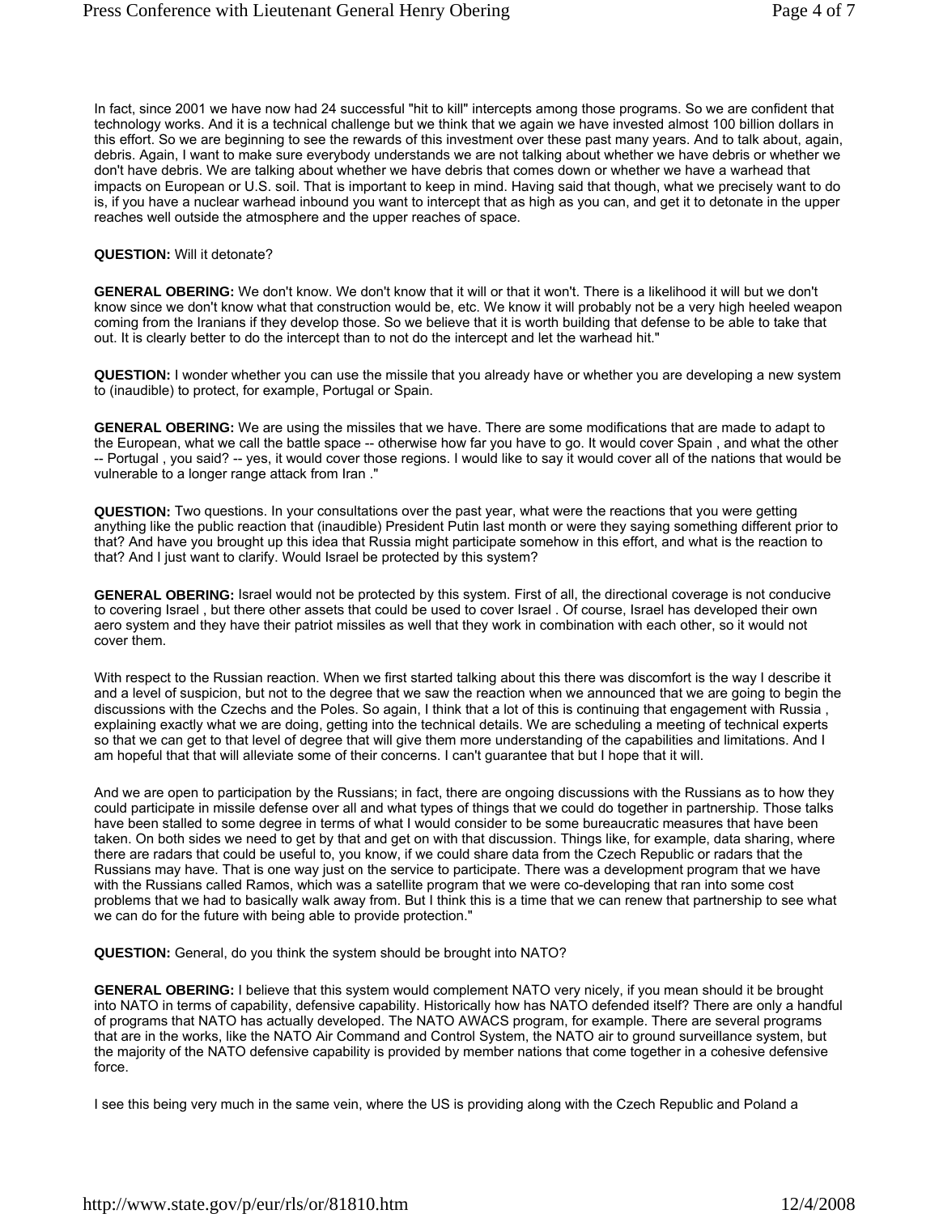In fact, since 2001 we have now had 24 successful "hit to kill" intercepts among those programs. So we are confident that technology works. And it is a technical challenge but we think that we again we have invested almost 100 billion dollars in this effort. So we are beginning to see the rewards of this investment over these past many years. And to talk about, again, debris. Again, I want to make sure everybody understands we are not talking about whether we have debris or whether we don't have debris. We are talking about whether we have debris that comes down or whether we have a warhead that impacts on European or U.S. soil. That is important to keep in mind. Having said that though, what we precisely want to do is, if you have a nuclear warhead inbound you want to intercept that as high as you can, and get it to detonate in the upper reaches well outside the atmosphere and the upper reaches of space.

**QUESTION:** Will it detonate?

**GENERAL OBERING:** We don't know. We don't know that it will or that it won't. There is a likelihood it will but we don't know since we don't know what that construction would be, etc. We know it will probably not be a very high heeled weapon coming from the Iranians if they develop those. So we believe that it is worth building that defense to be able to take that out. It is clearly better to do the intercept than to not do the intercept and let the warhead hit."

**QUESTION:** I wonder whether you can use the missile that you already have or whether you are developing a new system to (inaudible) to protect, for example, Portugal or Spain.

**GENERAL OBERING:** We are using the missiles that we have. There are some modifications that are made to adapt to the European, what we call the battle space -- otherwise how far you have to go. It would cover Spain , and what the other -- Portugal , you said? -- yes, it would cover those regions. I would like to say it would cover all of the nations that would be vulnerable to a longer range attack from Iran ."

**QUESTION:** Two questions. In your consultations over the past year, what were the reactions that you were getting anything like the public reaction that (inaudible) President Putin last month or were they saying something different prior to that? And have you brought up this idea that Russia might participate somehow in this effort, and what is the reaction to that? And I just want to clarify. Would Israel be protected by this system?

**GENERAL OBERING:** Israel would not be protected by this system. First of all, the directional coverage is not conducive to covering Israel , but there other assets that could be used to cover Israel . Of course, Israel has developed their own aero system and they have their patriot missiles as well that they work in combination with each other, so it would not cover them.

With respect to the Russian reaction. When we first started talking about this there was discomfort is the way I describe it and a level of suspicion, but not to the degree that we saw the reaction when we announced that we are going to begin the discussions with the Czechs and the Poles. So again, I think that a lot of this is continuing that engagement with Russia , explaining exactly what we are doing, getting into the technical details. We are scheduling a meeting of technical experts so that we can get to that level of degree that will give them more understanding of the capabilities and limitations. And I am hopeful that that will alleviate some of their concerns. I can't guarantee that but I hope that it will.

And we are open to participation by the Russians; in fact, there are ongoing discussions with the Russians as to how they could participate in missile defense over all and what types of things that we could do together in partnership. Those talks have been stalled to some degree in terms of what I would consider to be some bureaucratic measures that have been taken. On both sides we need to get by that and get on with that discussion. Things like, for example, data sharing, where there are radars that could be useful to, you know, if we could share data from the Czech Republic or radars that the Russians may have. That is one way just on the service to participate. There was a development program that we have with the Russians called Ramos, which was a satellite program that we were co-developing that ran into some cost problems that we had to basically walk away from. But I think this is a time that we can renew that partnership to see what we can do for the future with being able to provide protection."

**QUESTION:** General, do you think the system should be brought into NATO?

**GENERAL OBERING:** I believe that this system would complement NATO very nicely, if you mean should it be brought into NATO in terms of capability, defensive capability. Historically how has NATO defended itself? There are only a handful of programs that NATO has actually developed. The NATO AWACS program, for example. There are several programs that are in the works, like the NATO Air Command and Control System, the NATO air to ground surveillance system, but the majority of the NATO defensive capability is provided by member nations that come together in a cohesive defensive force.

I see this being very much in the same vein, where the US is providing along with the Czech Republic and Poland a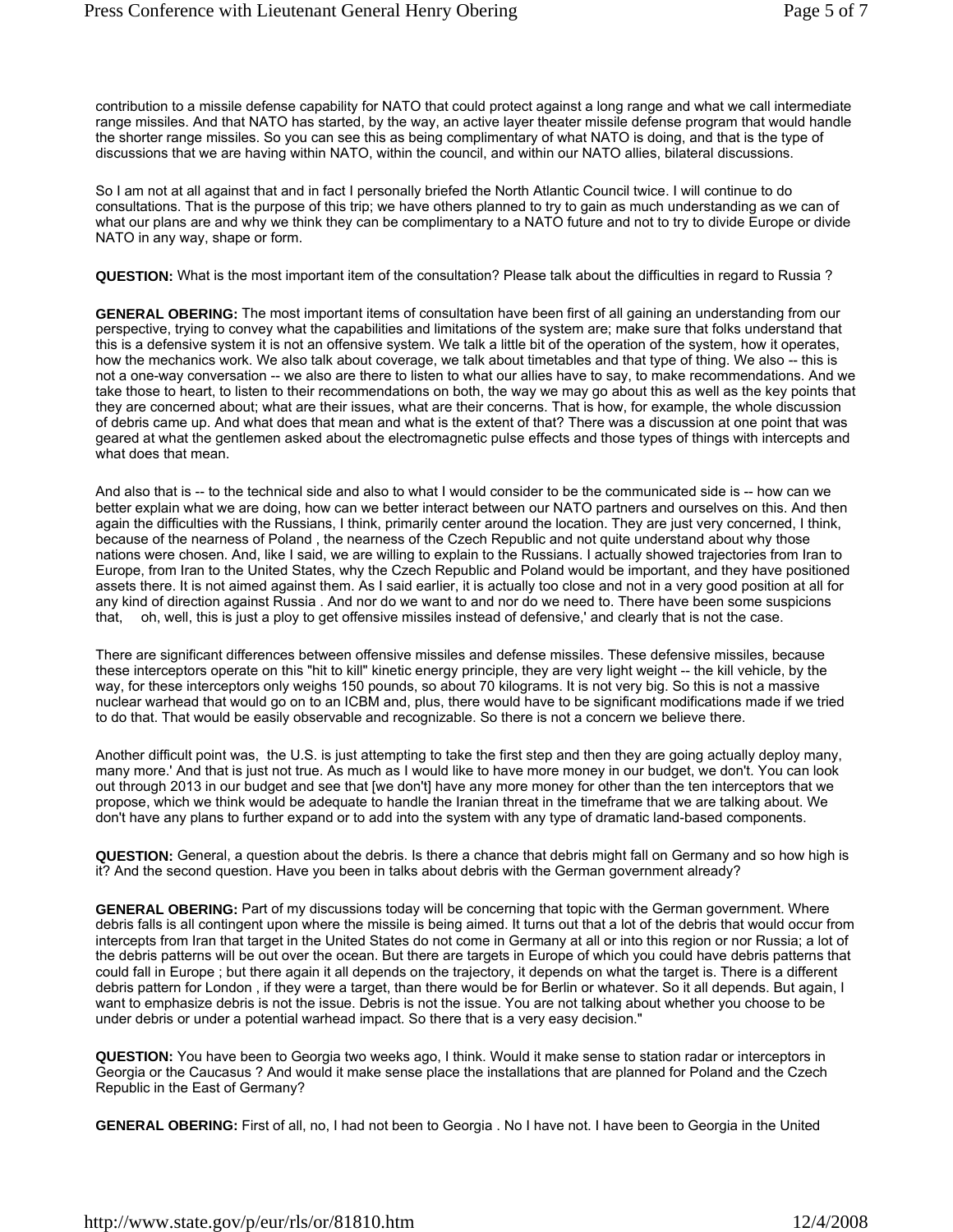contribution to a missile defense capability for NATO that could protect against a long range and what we call intermediate range missiles. And that NATO has started, by the way, an active layer theater missile defense program that would handle the shorter range missiles. So you can see this as being complimentary of what NATO is doing, and that is the type of discussions that we are having within NATO, within the council, and within our NATO allies, bilateral discussions.

So I am not at all against that and in fact I personally briefed the North Atlantic Council twice. I will continue to do consultations. That is the purpose of this trip; we have others planned to try to gain as much understanding as we can of what our plans are and why we think they can be complimentary to a NATO future and not to try to divide Europe or divide NATO in any way, shape or form.

**QUESTION:** What is the most important item of the consultation? Please talk about the difficulties in regard to Russia ?

**GENERAL OBERING:** The most important items of consultation have been first of all gaining an understanding from our perspective, trying to convey what the capabilities and limitations of the system are; make sure that folks understand that this is a defensive system it is not an offensive system. We talk a little bit of the operation of the system, how it operates, how the mechanics work. We also talk about coverage, we talk about timetables and that type of thing. We also -- this is not a one-way conversation -- we also are there to listen to what our allies have to say, to make recommendations. And we take those to heart, to listen to their recommendations on both, the way we may go about this as well as the key points that they are concerned about; what are their issues, what are their concerns. That is how, for example, the whole discussion of debris came up. And what does that mean and what is the extent of that? There was a discussion at one point that was geared at what the gentlemen asked about the electromagnetic pulse effects and those types of things with intercepts and what does that mean.

And also that is -- to the technical side and also to what I would consider to be the communicated side is -- how can we better explain what we are doing, how can we better interact between our NATO partners and ourselves on this. And then again the difficulties with the Russians, I think, primarily center around the location. They are just very concerned, I think, because of the nearness of Poland , the nearness of the Czech Republic and not quite understand about why those nations were chosen. And, like I said, we are willing to explain to the Russians. I actually showed trajectories from Iran to Europe, from Iran to the United States, why the Czech Republic and Poland would be important, and they have positioned assets there. It is not aimed against them. As I said earlier, it is actually too close and not in a very good position at all for any kind of direction against Russia . And nor do we want to and nor do we need to. There have been some suspicions that, oh, well, this is just a ploy to get offensive missiles instead of defensive,' and clearly that is not the case.

There are significant differences between offensive missiles and defense missiles. These defensive missiles, because these interceptors operate on this "hit to kill" kinetic energy principle, they are very light weight -- the kill vehicle, by the way, for these interceptors only weighs 150 pounds, so about 70 kilograms. It is not very big. So this is not a massive nuclear warhead that would go on to an ICBM and, plus, there would have to be significant modifications made if we tried to do that. That would be easily observable and recognizable. So there is not a concern we believe there.

Another difficult point was, the U.S. is just attempting to take the first step and then they are going actually deploy many, many more.' And that is just not true. As much as I would like to have more money in our budget, we don't. You can look out through 2013 in our budget and see that [we don't] have any more money for other than the ten interceptors that we propose, which we think would be adequate to handle the Iranian threat in the timeframe that we are talking about. We don't have any plans to further expand or to add into the system with any type of dramatic land-based components.

**QUESTION:** General, a question about the debris. Is there a chance that debris might fall on Germany and so how high is it? And the second question. Have you been in talks about debris with the German government already?

**GENERAL OBERING:** Part of my discussions today will be concerning that topic with the German government. Where debris falls is all contingent upon where the missile is being aimed. It turns out that a lot of the debris that would occur from intercepts from Iran that target in the United States do not come in Germany at all or into this region or nor Russia; a lot of the debris patterns will be out over the ocean. But there are targets in Europe of which you could have debris patterns that could fall in Europe ; but there again it all depends on the trajectory, it depends on what the target is. There is a different debris pattern for London , if they were a target, than there would be for Berlin or whatever. So it all depends. But again, I want to emphasize debris is not the issue. Debris is not the issue. You are not talking about whether you choose to be under debris or under a potential warhead impact. So there that is a very easy decision."

**QUESTION:** You have been to Georgia two weeks ago, I think. Would it make sense to station radar or interceptors in Georgia or the Caucasus ? And would it make sense place the installations that are planned for Poland and the Czech Republic in the East of Germany?

**GENERAL OBERING:** First of all, no, I had not been to Georgia . No I have not. I have been to Georgia in the United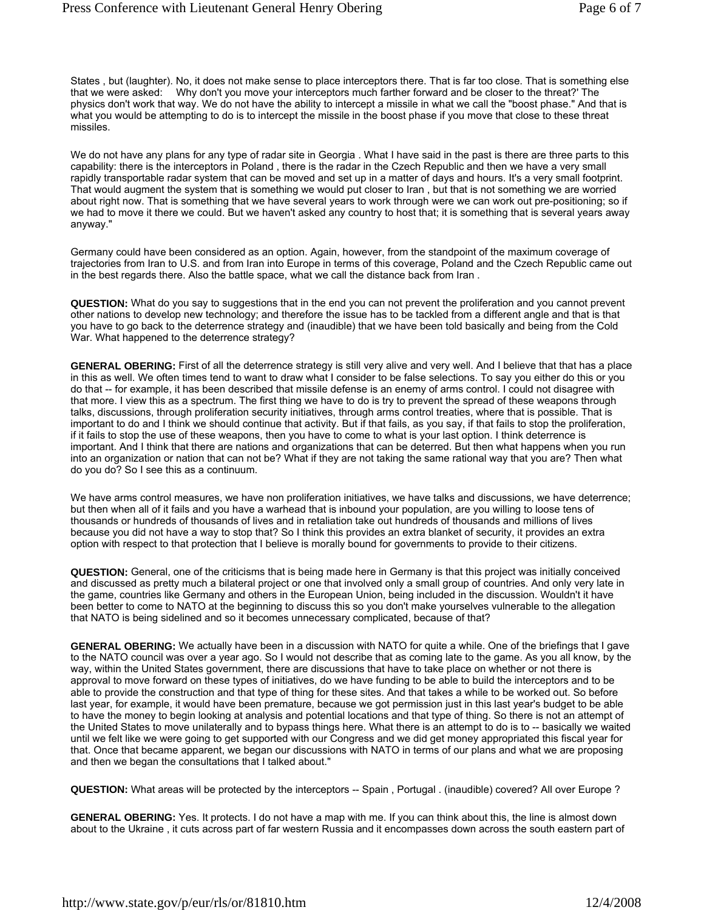States , but (laughter). No, it does not make sense to place interceptors there. That is far too close. That is something else that we were asked: Why don't you move your interceptors much farther forward and be closer to the threat?' The physics don't work that way. We do not have the ability to intercept a missile in what we call the "boost phase." And that is what you would be attempting to do is to intercept the missile in the boost phase if you move that close to these threat missiles.

We do not have any plans for any type of radar site in Georgia . What I have said in the past is there are three parts to this capability: there is the interceptors in Poland , there is the radar in the Czech Republic and then we have a very small rapidly transportable radar system that can be moved and set up in a matter of days and hours. It's a very small footprint. That would augment the system that is something we would put closer to Iran , but that is not something we are worried about right now. That is something that we have several years to work through were we can work out pre-positioning; so if we had to move it there we could. But we haven't asked any country to host that; it is something that is several years away anyway."

Germany could have been considered as an option. Again, however, from the standpoint of the maximum coverage of trajectories from Iran to U.S. and from Iran into Europe in terms of this coverage, Poland and the Czech Republic came out in the best regards there. Also the battle space, what we call the distance back from Iran .

**QUESTION:** What do you say to suggestions that in the end you can not prevent the proliferation and you cannot prevent other nations to develop new technology; and therefore the issue has to be tackled from a different angle and that is that you have to go back to the deterrence strategy and (inaudible) that we have been told basically and being from the Cold War. What happened to the deterrence strategy?

**GENERAL OBERING:** First of all the deterrence strategy is still very alive and very well. And I believe that that has a place in this as well. We often times tend to want to draw what I consider to be false selections. To say you either do this or you do that -- for example, it has been described that missile defense is an enemy of arms control. I could not disagree with that more. I view this as a spectrum. The first thing we have to do is try to prevent the spread of these weapons through talks, discussions, through proliferation security initiatives, through arms control treaties, where that is possible. That is important to do and I think we should continue that activity. But if that fails, as you say, if that fails to stop the proliferation, if it fails to stop the use of these weapons, then you have to come to what is your last option. I think deterrence is important. And I think that there are nations and organizations that can be deterred. But then what happens when you run into an organization or nation that can not be? What if they are not taking the same rational way that you are? Then what do you do? So I see this as a continuum.

We have arms control measures, we have non proliferation initiatives, we have talks and discussions, we have deterrence; but then when all of it fails and you have a warhead that is inbound your population, are you willing to loose tens of thousands or hundreds of thousands of lives and in retaliation take out hundreds of thousands and millions of lives because you did not have a way to stop that? So I think this provides an extra blanket of security, it provides an extra option with respect to that protection that I believe is morally bound for governments to provide to their citizens.

**QUESTION:** General, one of the criticisms that is being made here in Germany is that this project was initially conceived and discussed as pretty much a bilateral project or one that involved only a small group of countries. And only very late in the game, countries like Germany and others in the European Union, being included in the discussion. Wouldn't it have been better to come to NATO at the beginning to discuss this so you don't make yourselves vulnerable to the allegation that NATO is being sidelined and so it becomes unnecessary complicated, because of that?

**GENERAL OBERING:** We actually have been in a discussion with NATO for quite a while. One of the briefings that I gave to the NATO council was over a year ago. So I would not describe that as coming late to the game. As you all know, by the way, within the United States government, there are discussions that have to take place on whether or not there is approval to move forward on these types of initiatives, do we have funding to be able to build the interceptors and to be able to provide the construction and that type of thing for these sites. And that takes a while to be worked out. So before last year, for example, it would have been premature, because we got permission just in this last year's budget to be able to have the money to begin looking at analysis and potential locations and that type of thing. So there is not an attempt of the United States to move unilaterally and to bypass things here. What there is an attempt to do is to -- basically we waited until we felt like we were going to get supported with our Congress and we did get money appropriated this fiscal year for that. Once that became apparent, we began our discussions with NATO in terms of our plans and what we are proposing and then we began the consultations that I talked about."

**QUESTION:** What areas will be protected by the interceptors -- Spain , Portugal . (inaudible) covered? All over Europe ?

**GENERAL OBERING:** Yes. It protects. I do not have a map with me. If you can think about this, the line is almost down about to the Ukraine , it cuts across part of far western Russia and it encompasses down across the south eastern part of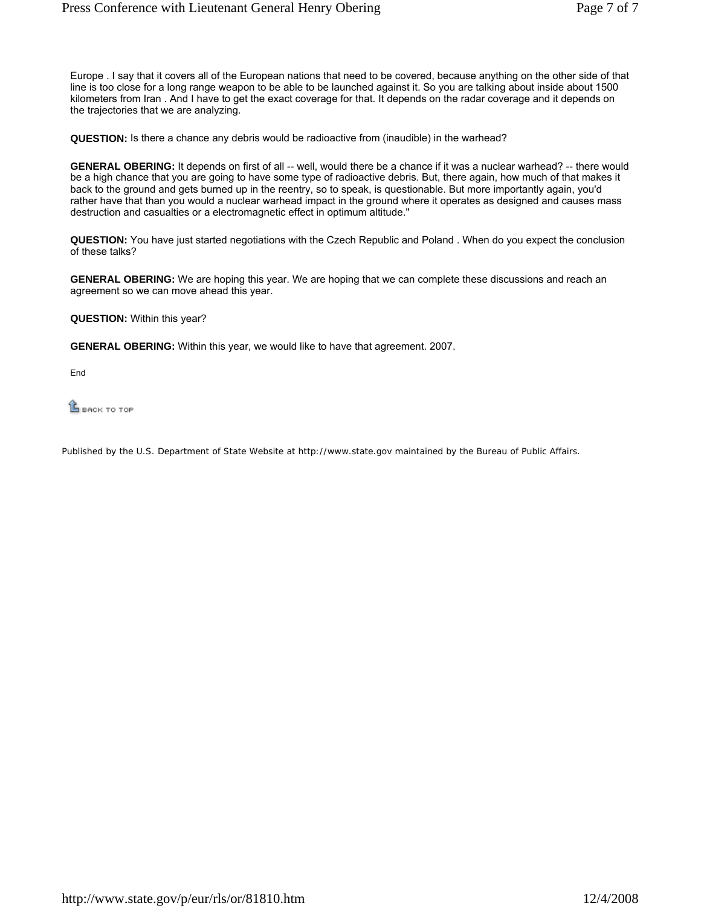Europe . I say that it covers all of the European nations that need to be covered, because anything on the other side of that line is too close for a long range weapon to be able to be launched against it. So you are talking about inside about 1500 kilometers from Iran . And I have to get the exact coverage for that. It depends on the radar coverage and it depends on the trajectories that we are analyzing.

**QUESTION:** Is there a chance any debris would be radioactive from (inaudible) in the warhead?

**GENERAL OBERING:** It depends on first of all -- well, would there be a chance if it was a nuclear warhead? -- there would be a high chance that you are going to have some type of radioactive debris. But, there again, how much of that makes it back to the ground and gets burned up in the reentry, so to speak, is questionable. But more importantly again, you'd rather have that than you would a nuclear warhead impact in the ground where it operates as designed and causes mass destruction and casualties or a electromagnetic effect in optimum altitude."

**QUESTION:** You have just started negotiations with the Czech Republic and Poland . When do you expect the conclusion of these talks?

**GENERAL OBERING:** We are hoping this year. We are hoping that we can complete these discussions and reach an agreement so we can move ahead this year.

**QUESTION:** Within this year?

**GENERAL OBERING:** Within this year, we would like to have that agreement. 2007.

End

BACK TO TOP

Published by the U.S. Department of State Website at http://www.state.gov maintained by the Bureau of Public Affairs.